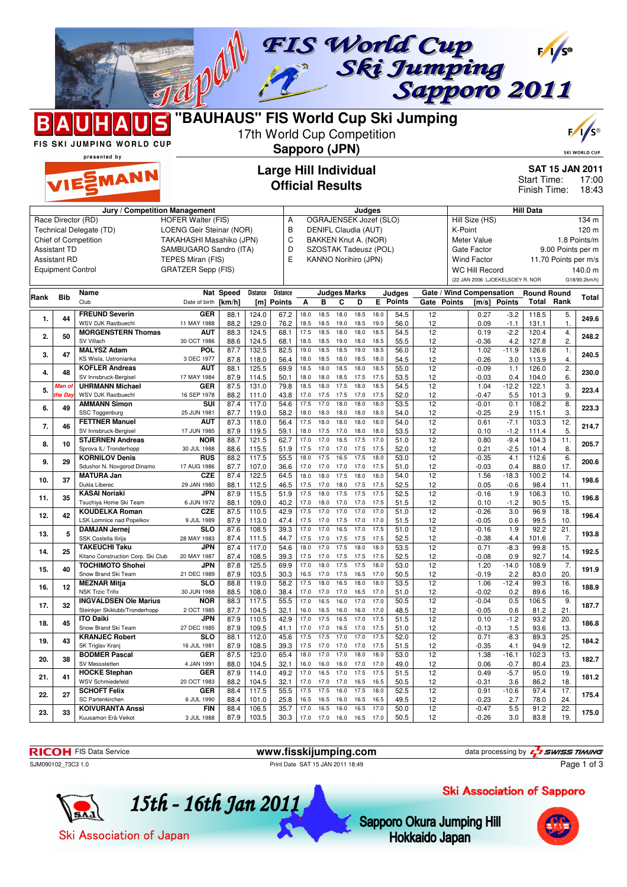# "BAUHAUS" FIS World Cup Ski Jumping

17th World Cup Competition

**Sapporo (JPN)**

FIS SKI JUMPING WORLD CUP presented by VIESSMANN

## Large Hill Individual
## Official Results

**SAT 15 JAN 2011**
Start Time: 17:00
Finish Time: 18:43

| Jury / Competition Management | | Judges | | Hill Data | |
|---|---|---|---|---|---|
| Race Director (RD) | HOFER Walter (FIS) | A | OGRAJENSEK Jozef (SLO) | Hill Size (HS) | 134 m |
| Technical Delegate (TD) | LOENG Geir Steinar (NOR) | B | DENIFL Claudia (AUT) | K-Point | 120 m |
| Chief of Competition | TAKAHASHI Masahiko (JPN) | C | BAKKEN Knut A. (NOR) | Meter Value | 1.8 Points/m |
| Assistant TD | SAMBUGARO Sandro (ITA) | D | SZOSTAK Tadeusz (POL) | Gate Factor | 9.00 Points per m |
| Assistant RD | TEPES Miran (FIS) | E | KANNO Norihiro (JPN) | Wind Factor | 11.70 Points per m/s |
| Equipment Control | GRATZER Sepp (FIS) | | | WC Hill Record | 140.0 m |
| | | | | (22 JAN 2006 LJOEKELSOEY R. NOR | G18/90.2km/h) |

| Rank | Bib | Name / Club | Nat / Date of birth | Speed [km/h] | Distance [m] | Distance Points | A | B | C | D | E | Judges Points | Gate | Gate Points | Wind [m/s] | Wind Points | Round Total | Round Rank | Total |
|---|---|---|---|---|---|---|---|---|---|---|---|---|---|---|---|---|---|---|---|
| 1. | 44 | FREUND Severin | GER | 88.1 | 124.0 | 67.2 | 18.0 | 18.5 | 18.0 | 18.5 | 18.0 | 54.5 | 12 | | 0.27 | -3.2 | 118.5 | 5. | 249.6 |
| | | WSV DJK Rastbuechl | 11 MAY 1988 | 88.2 | 129.0 | 76.2 | 18.5 | 18.5 | 19.0 | 18.5 | 19.0 | 56.0 | 12 | | 0.09 | -1.1 | 131.1 | 1. | |
| 2. | 50 | MORGENSTERN Thomas | AUT | 88.3 | 124.5 | 68.1 | 17.5 | 18.5 | 18.0 | 18.0 | 18.5 | 54.5 | 12 | | 0.19 | -2.2 | 120.4 | 4. | 248.2 |
| | | SV Villach | 30 OCT 1986 | 88.6 | 124.5 | 68.1 | 18.5 | 18.5 | 19.0 | 18.0 | 18.5 | 55.5 | 12 | | -0.36 | 4.2 | 127.8 | 2. | |
| 3. | 47 | MALYSZ Adam | POL | 87.7 | 132.5 | 82.5 | 19.0 | 18.5 | 18.5 | 19.0 | 18.5 | 56.0 | 12 | | 1.02 | -11.9 | 126.6 | 1. | 240.5 |
| | | KS Wisla, Ustronianka | 3 DEC 1977 | 87.8 | 118.0 | 56.4 | 18.0 | 18.5 | 18.0 | 18.5 | 18.0 | 54.5 | 12 | | -0.26 | 3.0 | 113.9 | 4. | |
| 4. | 48 | KOFLER Andreas | AUT | 88.1 | 125.5 | 69.9 | 18.5 | 18.0 | 18.5 | 18.0 | 18.5 | 55.0 | 12 | | -0.09 | 1.1 | 126.0 | 2. | 230.0 |
| | | SV Innsbruck-Bergisel | 17 MAY 1984 | 87.9 | 114.5 | 50.1 | 18.0 | 18.0 | 18.5 | 17.5 | 17.5 | 53.5 | 12 | | -0.03 | 0.4 | 104.0 | 6. | |
| 5. | 42 *Man of the Day* | UHRMANN Michael | GER | 87.5 | 131.0 | 79.8 | 18.5 | 18.0 | 17.5 | 18.0 | 18.5 | 54.5 | 12 | | 1.04 | -12.2 | 122.1 | 3. | 223.4 |
| | | WSV DJK Rastbuechl | 16 SEP 1978 | 88.2 | 111.0 | 43.8 | 17.0 | 17.5 | 17.5 | 17.0 | 17.5 | 52.0 | 12 | | -0.47 | 5.5 | 101.3 | 9. | |
| 6. | 49 | AMMANN Simon | SUI | 87.4 | 117.0 | 54.6 | 17.5 | 17.0 | 18.0 | 18.0 | 18.0 | 53.5 | 12 | | -0.01 | 0.1 | 108.2 | 8. | 223.3 |
| | | SSC Toggenburg | 25 JUN 1981 | 87.7 | 119.0 | 58.2 | 18.0 | 18.0 | 18.0 | 18.0 | 18.0 | 54.0 | 12 | | -0.25 | 2.9 | 115.1 | 3. | |
| 7. | 46 | FETTNER Manuel | AUT | 87.3 | 118.0 | 56.4 | 17.5 | 18.0 | 18.0 | 18.0 | 18.0 | 54.0 | 12 | | 0.61 | -7.1 | 103.3 | 12. | 214.7 |
| | | SV Innsbruck-Bergisel | 17 JUN 1985 | 87.9 | 119.5 | 59.1 | 18.0 | 17.5 | 17.0 | 18.0 | 18.0 | 53.5 | 12 | | 0.10 | -1.2 | 111.4 | 5. | |
| 8. | 10 | STJERNEN Andreas | NOR | 88.7 | 121.5 | 62.7 | 17.0 | 17.0 | 16.5 | 17.5 | 17.0 | 51.0 | 12 | | 0.80 | -9.4 | 104.3 | 11. | 205.7 |
| | | Sprova IL/ Tronderhopp | 30 JUL 1988 | 88.6 | 115.5 | 51.9 | 17.5 | 17.0 | 17.0 | 17.5 | 17.5 | 52.0 | 12 | | 0.21 | -2.5 | 101.4 | 8. | |
| 9. | 29 | KORNILOV Denis | RUS | 88.2 | 117.5 | 55.5 | 18.0 | 17.5 | 16.5 | 17.5 | 18.0 | 53.0 | 12 | | -0.35 | 4.1 | 112.6 | 6. | 200.6 |
| | | Sdushor N. Novgorod Dinamo | 17 AUG 1986 | 87.7 | 107.0 | 36.6 | 17.0 | 17.0 | 17.0 | 17.0 | 17.5 | 51.0 | 12 | | -0.03 | 0.4 | 88.0 | 17. | |
| 10. | 37 | MATURA Jan | CZE | 87.4 | 122.5 | 64.5 | 18.0 | 18.0 | 17.5 | 18.0 | 18.0 | 54.0 | 12 | | 1.56 | -18.3 | 100.2 | 14. | 198.6 |
| | | Dukla Liberec | 29 JAN 1980 | 88.1 | 112.5 | 46.5 | 17.5 | 17.0 | 18.0 | 17.5 | 17.5 | 52.5 | 12 | | 0.05 | -0.6 | 98.4 | 11. | |
| 11. | 35 | KASAI Noriaki | JPN | 87.9 | 115.5 | 51.9 | 17.5 | 18.0 | 17.5 | 17.5 | 17.5 | 52.5 | 12 | | -0.16 | 1.9 | 106.3 | 10. | 196.8 |
| | | Tsuchiya Home Ski Team | 6 JUN 1972 | 88.1 | 109.0 | 40.2 | 17.0 | 18.0 | 17.0 | 17.5 | 17.0 | 51.5 | 12 | | 0.10 | -1.2 | 90.5 | 15. | |
| 12. | 42 | KOUDELKA Roman | CZE | 87.5 | 110.5 | 42.9 | 17.5 | 17.0 | 17.0 | 17.0 | 17.0 | 51.0 | 12 | | -0.26 | 3.0 | 96.9 | 18. | 196.4 |
| | | LSK Lomnice nad Popelkov | 9 JUL 1989 | 87.9 | 113.0 | 47.4 | 17.5 | 17.5 | 17.0 | 17.0 | 17.0 | 51.5 | 12 | | -0.05 | 0.6 | 99.5 | 10. | |
| 13. | 5 | DAMJAN Jernej | SLO | 87.6 | 108.5 | 39.3 | 17.0 | 17.0 | 16.5 | 17.0 | 17.5 | 51.0 | 12 | | -0.16 | 1.9 | 92.2 | 21. | 193.8 |
| | | SSK Costella Ilirija | 28 MAY 1983 | 87.4 | 111.5 | 44.7 | 17.5 | 17.0 | 17.5 | 17.5 | 17.5 | 52.5 | 12 | | -0.38 | 4.4 | 101.6 | 7. | |
| 14. | 25 | TAKEUCHI Taku | JPN | 87.4 | 117.0 | 54.6 | 18.0 | 17.0 | 17.5 | 18.0 | 18.0 | 53.5 | 12 | | 0.71 | -8.3 | 99.8 | 15. | 192.5 |
| | | Kitano Construction Corp. Ski Club | 20 MAY 1987 | 87.4 | 108.5 | 39.3 | 17.5 | 17.0 | 17.5 | 17.5 | 17.5 | 52.5 | 12 | | -0.08 | 0.9 | 92.7 | 14. | |
| 15. | 40 | TOCHIMOTO Shohei | JPN | 87.8 | 125.5 | 69.9 | 17.0 | 18.0 | 17.5 | 17.5 | 18.0 | 53.0 | 12 | | 1.20 | -14.0 | 108.9 | 7. | 191.9 |
| | | Snow Brand Ski Team | 21 DEC 1989 | 87.9 | 103.5 | 30.3 | 16.5 | 17.0 | 17.5 | 16.5 | 17.0 | 50.5 | 12 | | -0.19 | 2.2 | 83.0 | 20. | |
| 16. | 12 | MEZNAR Mitja | SLO | 88.8 | 119.0 | 58.2 | 17.5 | 18.0 | 16.5 | 18.0 | 18.0 | 53.5 | 12 | | 1.06 | -12.4 | 99.3 | 16. | 188.9 |
| | | NSK Trzic Trifix | 30 JUN 1988 | 88.5 | 108.0 | 38.4 | 17.0 | 17.0 | 17.0 | 16.5 | 17.0 | 51.0 | 12 | | -0.02 | 0.2 | 89.6 | 16. | |
| 17. | 32 | INGVALDSEN Ole Marius | NOR | 88.3 | 117.5 | 55.5 | 17.0 | 16.5 | 16.0 | 17.0 | 17.0 | 50.5 | 12 | | -0.04 | 0.5 | 106.5 | 9. | 187.7 |
| | | Steinkjer Skiklubb/Tronderhopp | 2 OCT 1985 | 87.7 | 104.5 | 32.1 | 16.0 | 16.5 | 16.0 | 16.0 | 17.0 | 48.5 | 12 | | -0.05 | 0.6 | 81.2 | 21. | |
| 18. | 45 | ITO Daiki | JPN | 87.9 | 110.5 | 42.9 | 17.0 | 17.5 | 16.5 | 17.0 | 17.5 | 51.5 | 12 | | 0.10 | -1.2 | 93.2 | 20. | 186.8 |
| | | Snow Brand Ski Team | 27 DEC 1985 | 87.9 | 109.5 | 41.1 | 17.0 | 17.0 | 16.5 | 17.0 | 17.5 | 51.0 | 12 | | -0.13 | 1.5 | 93.6 | 13. | |
| 19. | 43 | KRANJEC Robert | SLO | 88.1 | 112.0 | 45.6 | 17.5 | 17.5 | 17.0 | 17.0 | 17.0 | 52.0 | 12 | | 0.71 | -8.3 | 89.3 | 25. | 184.2 |
| | | SK Triglav Kranj | 16 JUL 1981 | 87.9 | 108.5 | 39.3 | 17.0 | 17.0 | 17.0 | 17.0 | 17.5 | 51.5 | 12 | | -0.35 | 4.1 | 94.9 | 12. | |
| 20. | 38 | BODMER Pascal | GER | 87.5 | 123.0 | 65.4 | 18.0 | 17.0 | 17.0 | 18.0 | 18.0 | 53.0 | 12 | | 1.38 | -16.1 | 102.3 | 13. | 182.7 |
| | | SV Messstetten | 4 JAN 1991 | 88.0 | 104.5 | 32.1 | 16.0 | 16.0 | 16.0 | 17.0 | 17.0 | 49.0 | 12 | | 0.06 | -0.7 | 80.4 | 23. | |
| 21. | 41 | HOCKE Stephan | GER | 87.9 | 114.0 | 49.2 | 17.0 | 16.5 | 17.0 | 17.5 | 17.5 | 51.5 | 12 | | 0.49 | -5.7 | 95.0 | 19. | 181.2 |
| | | WSV Schmiedefeld | 20 OCT 1983 | 88.2 | 104.5 | 32.1 | 17.0 | 17.0 | 17.0 | 16.5 | 16.5 | 50.5 | 12 | | -0.31 | 3.6 | 86.2 | 18. | |
| 22. | 27 | SCHOFT Felix | GER | 88.4 | 117.5 | 55.5 | 17.5 | 17.5 | 16.0 | 17.5 | 18.0 | 52.5 | 12 | | 0.91 | -10.6 | 97.4 | 17. | 175.4 |
| | | SC Partenkirchen | 6 JUL 1990 | 88.4 | 101.0 | 25.8 | 16.5 | 16.5 | 16.0 | 16.5 | 16.5 | 49.5 | 12 | | -0.23 | 2.7 | 78.0 | 24. | |
| 23. | 33 | KOIVURANTA Anssi | FIN | 88.4 | 106.5 | 35.7 | 17.0 | 16.5 | 16.0 | 16.5 | 17.0 | 50.0 | 12 | | -0.47 | 5.5 | 91.2 | 22. | 175.0 |
| | | Kuusamon Erä-Veikot | 3 JUL 1988 | 87.9 | 103.5 | 30.3 | 17.0 | 17.0 | 16.0 | 16.5 | 17.0 | 50.5 | 12 | | -0.26 | 3.0 | 83.8 | 19. | |

RICOH FIS Data Service — www.fisskijumping.com — data processing by SWISS TIMING

SJM090102_73C3 1.0 — Print Date SAT 15 JAN 2011 18:49

15th - 16th Jan 2011 — Ski Association of Japan — Ski Association of Sapporo — Sapporo Okura Jumping Hill Hokkaido Japan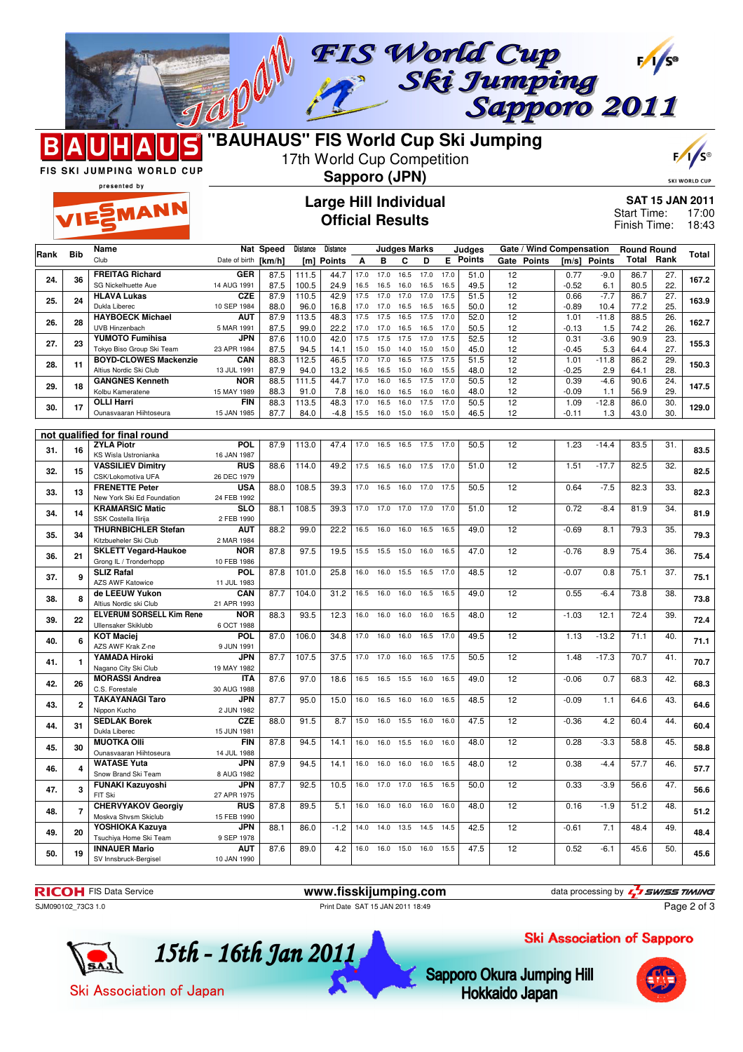# "BAUHAUS" FIS World Cup Ski Jumping

17th World Cup Competition

**Sapporo (JPN)**

## Large Hill Individual
## Official Results

**SAT 15 JAN 2011**
Start Time: 17:00
Finish Time: 18:43

| Rank | Bib | Name / Club | Nat / Date of birth | Speed [km/h] | Distance [m] | Distance Points | A | B | C | D | E | Judges Points | Gate | Gate Points | Wind [m/s] | Wind Points | Round Total | Round Rank | Total |
|---|---|---|---|---|---|---|---|---|---|---|---|---|---|---|---|---|---|---|---|
| 24. | 36 | FREITAG Richard | GER | 87.5 | 111.5 | 44.7 | 17.0 | 17.0 | 16.5 | 17.0 | 17.0 | 51.0 | 12 | | 0.77 | -9.0 | 86.7 | 27. | 167.2 |
| | | SG Nickelhuette Aue | 14 AUG 1991 | 87.5 | 100.5 | 24.9 | 16.5 | 16.5 | 16.0 | 16.5 | 16.5 | 49.5 | 12 | | -0.52 | 6.1 | 80.5 | 22. | |
| 25. | 24 | HLAVA Lukas | CZE | 87.9 | 110.5 | 42.9 | 17.5 | 17.0 | 17.0 | 17.0 | 17.5 | 51.5 | 12 | | 0.66 | -7.7 | 86.7 | 27. | 163.9 |
| | | Dukla Liberec | 10 SEP 1984 | 88.0 | 96.0 | 16.8 | 17.0 | 17.0 | 16.5 | 16.5 | 16.5 | 50.0 | 12 | | -0.89 | 10.4 | 77.2 | 25. | |
| 26. | 28 | HAYBOECK Michael | AUT | 87.9 | 113.5 | 48.3 | 17.5 | 17.5 | 16.5 | 17.5 | 17.0 | 52.0 | 12 | | 1.01 | -11.8 | 88.5 | 26. | 162.7 |
| | | UVB Hinzenbach | 5 MAR 1991 | 87.5 | 99.0 | 22.2 | 17.0 | 17.0 | 16.5 | 16.5 | 17.0 | 50.5 | 12 | | -0.13 | 1.5 | 74.2 | 26. | |
| 27. | 23 | YUMOTO Fumihisa | JPN | 87.6 | 110.0 | 42.0 | 17.5 | 17.5 | 17.5 | 17.0 | 17.5 | 52.5 | 12 | | 0.31 | -3.6 | 90.9 | 23. | 155.3 |
| | | Tokyo Biso Group Ski Team | 23 APR 1984 | 87.5 | 94.5 | 14.1 | 15.0 | 15.0 | 14.0 | 15.0 | 15.0 | 45.0 | 12 | | -0.45 | 5.3 | 64.4 | 27. | |
| 28. | 11 | BOYD-CLOWES Mackenzie | CAN | 88.3 | 112.5 | 46.5 | 17.0 | 17.0 | 16.5 | 17.5 | 17.5 | 51.5 | 12 | | 1.01 | -11.8 | 86.2 | 29. | 150.3 |
| | | Altius Nordic Ski Club | 13 JUL 1991 | 87.9 | 94.0 | 13.2 | 16.5 | 16.5 | 15.0 | 16.0 | 15.5 | 48.0 | 12 | | -0.25 | 2.9 | 64.1 | 28. | |
| 29. | 18 | GANGNES Kenneth | NOR | 88.5 | 111.5 | 44.7 | 17.0 | 16.0 | 16.5 | 17.5 | 17.0 | 50.5 | 12 | | 0.39 | -4.6 | 90.6 | 24. | 147.5 |
| | | Kolbu Kameratene | 15 MAY 1989 | 88.3 | 91.0 | 7.8 | 16.0 | 16.0 | 16.5 | 16.0 | 16.0 | 48.0 | 12 | | -0.09 | 1.1 | 56.9 | 29. | |
| 30. | 17 | OLLI Harri | FIN | 88.3 | 113.5 | 48.3 | 17.0 | 16.5 | 16.0 | 17.5 | 17.0 | 50.5 | 12 | | 1.09 | -12.8 | 86.0 | 30. | 129.0 |
| | | Ounasvaaran Hiihtoseura | 15 JAN 1985 | 87.7 | 84.0 | -4.8 | 15.5 | 16.0 | 15.0 | 16.0 | 15.0 | 46.5 | 12 | | -0.11 | 1.3 | 43.0 | 30. | |

**not qualified for final round**

| Rank | Bib | Name / Club | Nat / Date of birth | Speed [km/h] | Distance [m] | Distance Points | A | B | C | D | E | Judges Points | Gate | Gate Points | Wind [m/s] | Wind Points | Round Total | Round Rank | Total |
|---|---|---|---|---|---|---|---|---|---|---|---|---|---|---|---|---|---|---|---|
| 31. | 16 | ZYLA Piotr / KS Wisla Ustronianka | POL / 16 JAN 1987 | 87.9 | 113.0 | 47.4 | 17.0 | 16.5 | 16.5 | 17.5 | 17.0 | 50.5 | 12 | | 1.23 | -14.4 | 83.5 | 31. | 83.5 |
| 32. | 15 | VASSILIEV Dimitry / CSK/Lokomotiva UFA | RUS / 26 DEC 1979 | 88.6 | 114.0 | 49.2 | 17.5 | 16.5 | 16.0 | 17.5 | 17.0 | 51.0 | 12 | | 1.51 | -17.7 | 82.5 | 32. | 82.5 |
| 33. | 13 | FRENETTE Peter / New York Ski Ed Foundation | USA / 24 FEB 1992 | 88.0 | 108.5 | 39.3 | 17.0 | 16.5 | 16.0 | 17.0 | 17.5 | 50.5 | 12 | | 0.64 | -7.5 | 82.3 | 33. | 82.3 |
| 34. | 14 | KRAMARSIC Matic / SSK Costella Ilirija | SLO / 2 FEB 1990 | 88.1 | 108.5 | 39.3 | 17.0 | 17.0 | 17.0 | 17.0 | 17.0 | 51.0 | 12 | | 0.72 | -8.4 | 81.9 | 34. | 81.9 |
| 35. | 34 | THURNBICHLER Stefan / Kitzbueheler Ski Club | AUT / 2 MAR 1984 | 88.2 | 99.0 | 22.2 | 16.5 | 16.0 | 16.0 | 16.5 | 16.5 | 49.0 | 12 | | -0.69 | 8.1 | 79.3 | 35. | 79.3 |
| 36. | 21 | SKLETT Vegard-Haukoe / Grong IL / Tronderhopp | NOR / 10 FEB 1986 | 87.8 | 97.5 | 19.5 | 15.5 | 15.5 | 15.0 | 16.0 | 16.5 | 47.0 | 12 | | -0.76 | 8.9 | 75.4 | 36. | 75.4 |
| 37. | 9 | SLIZ Rafal / AZS AWF Katowice | POL / 11 JUL 1983 | 87.8 | 101.0 | 25.8 | 16.0 | 16.0 | 15.5 | 16.5 | 17.0 | 48.5 | 12 | | -0.07 | 0.8 | 75.1 | 37. | 75.1 |
| 38. | 8 | de LEEUW Yukon / Altius Nordic ski Club | CAN / 21 APR 1993 | 87.7 | 104.0 | 31.2 | 16.5 | 16.0 | 16.0 | 16.5 | 16.5 | 49.0 | 12 | | 0.55 | -6.4 | 73.8 | 38. | 73.8 |
| 39. | 22 | ELVERUM SORSELL Kim Rene / Ullensaker Skiklubb | NOR / 6 OCT 1988 | 88.3 | 93.5 | 12.3 | 16.0 | 16.0 | 16.0 | 16.0 | 16.5 | 48.0 | 12 | | -1.03 | 12.1 | 72.4 | 39. | 72.4 |
| 40. | 6 | KOT Maciej / AZS AWF Krak Z-ne | POL / 9 JUN 1991 | 87.0 | 106.0 | 34.8 | 17.0 | 16.0 | 16.0 | 16.5 | 17.0 | 49.5 | 12 | | 1.13 | -13.2 | 71.1 | 40. | 71.1 |
| 41. | 1 | YAMADA Hiroki / Nagano City Ski Club | JPN / 19 MAY 1982 | 87.7 | 107.5 | 37.5 | 17.0 | 17.0 | 16.0 | 16.5 | 17.5 | 50.5 | 12 | | 1.48 | -17.3 | 70.7 | 41. | 70.7 |
| 42. | 26 | MORASSI Andrea / C.S. Forestale | ITA / 30 AUG 1988 | 87.6 | 97.0 | 18.6 | 16.5 | 16.5 | 15.5 | 16.0 | 16.5 | 49.0 | 12 | | -0.06 | 0.7 | 68.3 | 42. | 68.3 |
| 43. | 2 | TAKAYANAGI Taro / Nippon Kucho | JPN / 2 JUN 1982 | 87.7 | 95.0 | 15.0 | 16.0 | 16.5 | 16.0 | 16.0 | 16.5 | 48.5 | 12 | | -0.09 | 1.1 | 64.6 | 43. | 64.6 |
| 44. | 31 | SEDLAK Borek / Dukla Liberec | CZE / 15 JUN 1981 | 88.0 | 91.5 | 8.7 | 15.0 | 16.0 | 15.5 | 16.0 | 16.0 | 47.5 | 12 | | -0.36 | 4.2 | 60.4 | 44. | 60.4 |
| 45. | 30 | MUOTKA Olli / Ounasvaaran Hiihtoseura | FIN / 14 JUL 1988 | 87.8 | 94.5 | 14.1 | 16.0 | 16.0 | 15.5 | 16.0 | 16.0 | 48.0 | 12 | | 0.28 | -3.3 | 58.8 | 45. | 58.8 |
| 46. | 4 | WATASE Yuta / Snow Brand Ski Team | JPN / 8 AUG 1982 | 87.9 | 94.5 | 14.1 | 16.0 | 16.0 | 16.0 | 16.0 | 16.5 | 48.0 | 12 | | 0.38 | -4.4 | 57.7 | 46. | 57.7 |
| 47. | 3 | FUNAKI Kazuyoshi / FIT Ski | JPN / 27 APR 1975 | 87.7 | 92.5 | 10.5 | 16.0 | 17.0 | 17.0 | 16.5 | 16.5 | 50.0 | 12 | | 0.33 | -3.9 | 56.6 | 47. | 56.6 |
| 48. | 7 | CHERVYAKOV Georgiy / Moskva Shvsm Skiclub | RUS / 15 FEB 1990 | 87.8 | 89.5 | 5.1 | 16.0 | 16.0 | 16.0 | 16.0 | 16.0 | 48.0 | 12 | | 0.16 | -1.9 | 51.2 | 48. | 51.2 |
| 49. | 20 | YOSHIOKA Kazuya / Tsuchiya Home Ski Team | JPN / 9 SEP 1978 | 88.1 | 86.0 | -1.2 | 14.0 | 14.0 | 13.5 | 14.5 | 14.5 | 42.5 | 12 | | -0.61 | 7.1 | 48.4 | 49. | 48.4 |
| 50. | 19 | INNAUER Mario / SV Innsbruck-Bergisel | AUT / 10 JAN 1990 | 87.6 | 89.0 | 4.2 | 16.0 | 16.0 | 15.0 | 16.0 | 15.5 | 47.5 | 12 | | 0.52 | -6.1 | 45.6 | 50. | 45.6 |

RICOH FIS Data Service — www.fisskijumping.com — data processing by SWISS TIMING

SJM090102_73C3 1.0 — Print Date SAT 15 JAN 2011 18:49

15th - 16th Jan 2011 — Ski Association of Japan — Ski Association of Sapporo — Sapporo Okura Jumping Hill Hokkaido Japan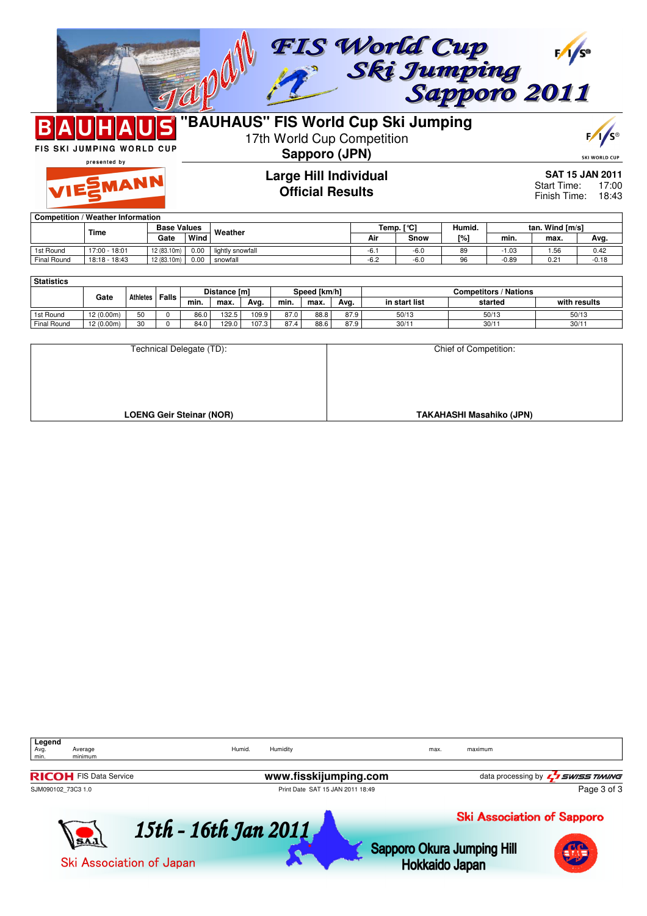# "BAUHAUS" FIS World Cup Ski Jumping

17th World Cup Competition

**Sapporo (JPN)**

FIS SKI JUMPING WORLD CUP presented by VIESSMANN

## Large Hill Individual
## Official Results

**SAT 15 JAN 2011**
Start Time: 17:00
Finish Time: 18:43

**Competition / Weather Information**

| | Time | Base Values | | Weather | Temp. [°C] | | Humid. | tan. Wind [m/s] | | |
|---|---|---|---|---|---|---|---|---|---|---|
| | | Gate | Wind | | Air | Snow | [%] | min. | max. | Avg. |
| 1st Round | 17:00 - 18:01 | 12 (83.10m) | 0.00 | lightly snowfall | -6.1 | -6.0 | 89 | -1.03 | 1.56 | 0.42 |
| Final Round | 18:18 - 18:43 | 12 (83.10m) | 0.00 | snowfall | -6.2 | -6.0 | 96 | -0.89 | 0.21 | -0.18 |

**Statistics**

| | Gate | Athletes | Falls | Distance [m] | | | Speed [km/h] | | | Competitors / Nations | | |
|---|---|---|---|---|---|---|---|---|---|---|---|---|
| | | | | min. | max. | Avg. | min. | max. | Avg. | in start list | started | with results |
| 1st Round | 12 (0.00m) | 50 | 0 | 86.0 | 132.5 | 109.9 | 87.0 | 88.8 | 87.9 | 50/13 | 50/13 | 50/13 |
| Final Round | 12 (0.00m) | 30 | 0 | 84.0 | 129.0 | 107.3 | 87.4 | 88.6 | 87.9 | 30/11 | 30/11 | 30/11 |

| Technical Delegate (TD): | Chief of Competition: |
|---|---|
| **LOENG Geir Steinar (NOR)** | **TAKAHASHI Masahiko (JPN)** |

**Legend**
Avg. Average
min. minimum
Humid. Humidity
max. maximum

RICOH FIS Data Service — www.fisskijumping.com — data processing by SWISS TIMING

SJM090102_73C3 1.0 — Print Date SAT 15 JAN 2011 18:49

15th - 16th Jan 2011 — Ski Association of Japan — Ski Association of Sapporo — Sapporo Okura Jumping Hill Hokkaido Japan